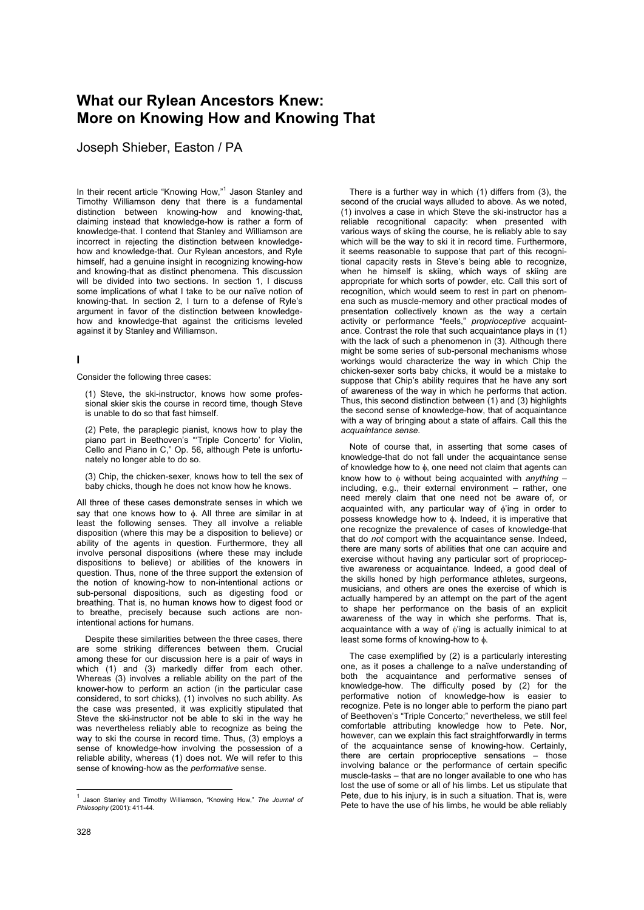# What our Rylean Ancestors Knew: More on Knowing How and Knowing That

Joseph Shieber, Easton / PA

In their recent article "Knowing How,"[1] Jason Stanley and Timothy Williamson deny that there is a fundamental distinction between knowing-how and knowing-that, claiming instead that knowledge-how is rather a form of knowledge-that. I contend that Stanley and Williamson are incorrect in rejecting the distinction between knowledge-how and knowledge-that. Our Rylean ancestors, and Ryle himself, had a genuine insight in recognizing knowing-how and knowing-that as distinct phenomena. This discussion will be divided into two sections. In section 1, I discuss some implications of what I take to be our naïve notion of knowing-that. In section 2, I turn to a defense of Ryle's argument in favor of the distinction between knowledge-how and knowledge-that against the criticisms leveled against it by Stanley and Williamson.

## I

Consider the following three cases:

> (1) Steve, the ski-instructor, knows how some professional skier skis the course in record time, though Steve is unable to do so that fast himself.
>
> (2) Pete, the paraplegic pianist, knows how to play the piano part in Beethoven's "'Triple Concerto' for Violin, Cello and Piano in C," Op. 56, although Pete is unfortunately no longer able to do so.
>
> (3) Chip, the chicken-sexer, knows how to tell the sex of baby chicks, though he does not know how he knows.

All three of these cases demonstrate senses in which we say that one knows how to $\phi$. All three are similar in at least the following senses. They all involve a reliable disposition (where this may be a disposition to believe) or ability of the agents in question. Furthermore, they all involve personal dispositions (where these may include dispositions to believe) or abilities of the knowers in question. Thus, none of the three support the extension of the notion of knowing-how to non-intentional actions or sub-personal dispositions, such as digesting food or breathing. That is, no human knows how to digest food or to breathe, precisely because such actions are non-intentional actions for humans.

Despite these similarities between the three cases, there are some striking differences between them. Crucial among these for our discussion here is a pair of ways in which (1) and (3) markedly differ from each other. Whereas (3) involves a reliable ability on the part of the knower-how to perform an action (in the particular case considered, to sort chicks), (1) involves no such ability. As the case was presented, it was explicitly stipulated that Steve the ski-instructor not be able to ski in the way he was nevertheless reliably able to recognize as being the way to ski the course in record time. Thus, (3) employs a sense of knowledge-how involving the possession of a reliable ability, whereas (1) does not. We will refer to this sense of knowing-how as the *performative* sense.

There is a further way in which (1) differs from (3), the second of the crucial ways alluded to above. As we noted, (1) involves a case in which Steve the ski-instructor has a reliable recognitional capacity: when presented with various ways of skiing the course, he is reliably able to say which will be the way to ski it in record time. Furthermore, it seems reasonable to suppose that part of this recognitional capacity rests in Steve's being able to recognize, when he himself is skiing, which ways of skiing are appropriate for which sorts of powder, etc. Call this sort of recognition, which would seem to rest in part on phenomena such as muscle-memory and other practical modes of presentation collectively known as the way a certain activity or performance "feels," *proprioceptive* acquaintance. Contrast the role that such acquaintance plays in (1) with the lack of such a phenomenon in (3). Although there might be some series of sub-personal mechanisms whose workings would characterize the way in which Chip the chicken-sexer sorts baby chicks, it would be a mistake to suppose that Chip's ability requires that he have any sort of awareness of the way in which he performs that action. Thus, this second distinction between (1) and (3) highlights the second sense of knowledge-how, that of acquaintance with a way of bringing about a state of affairs. Call this the *acquaintance sense*.

Note of course that, in asserting that some cases of knowledge-that do not fall under the acquaintance sense of knowledge how to $\phi$, one need not claim that agents can know how to $\phi$ without being acquainted with *anything* – including, e.g., their external environment – rather, one need merely claim that one need not be aware of, or acquainted with, any particular way of $\phi$'ing in order to possess knowledge how to $\phi$. Indeed, it is imperative that one recognize the prevalence of cases of knowledge-that that do *not* comport with the acquaintance sense. Indeed, there are many sorts of abilities that one can acquire and exercise without having any particular sort of proprioceptive awareness or acquaintance. Indeed, a good deal of the skills honed by high performance athletes, surgeons, musicians, and others are ones the exercise of which is actually hampered by an attempt on the part of the agent to shape her performance on the basis of an explicit awareness of the way in which she performs. That is, acquaintance with a way of $\phi$'ing is actually inimical to at least some forms of knowing-how to $\phi$.

The case exemplified by (2) is a particularly interesting one, as it poses a challenge to a naïve understanding of both the acquaintance and performative senses of knowledge-how. The difficulty posed by (2) for the performative notion of knowledge-how is easier to recognize. Pete is no longer able to perform the piano part of Beethoven's "Triple Concerto;" nevertheless, we still feel comfortable attributing knowledge how to Pete. Nor, however, can we explain this fact straightforwardly in terms of the acquaintance sense of knowing-how. Certainly, there are certain proprioceptive sensations – those involving balance or the performance of certain specific muscle-tasks – that are no longer available to one who has lost the use of some or all of his limbs. Let us stipulate that Pete, due to his injury, is in such a situation. That is, were Pete to have the use of his limbs, he would be able reliably

---

[1] Jason Stanley and Timothy Williamson, "Knowing How," *The Journal of Philosophy* (2001): 411-44.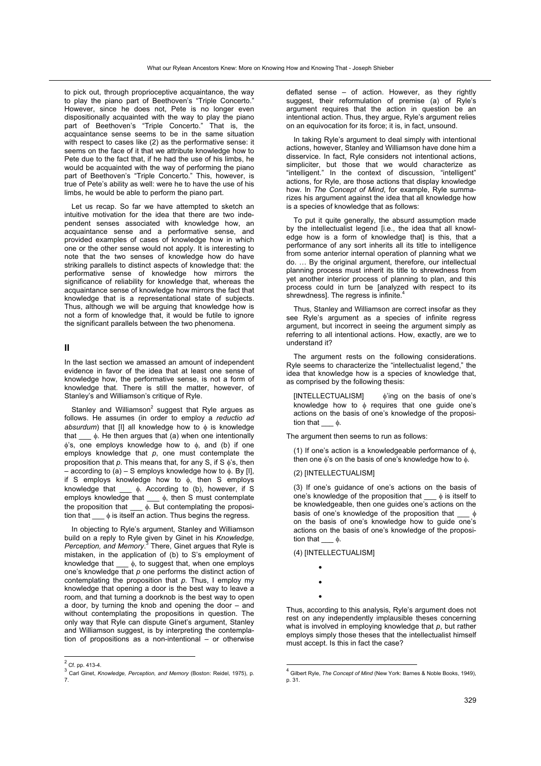to pick out, through proprioceptive acquaintance, the way to play the piano part of Beethoven's "Triple Concerto." However, since he does not, Pete is no longer even dispositionally acquainted with the way to play the piano part of Beethoven's "Triple Concerto." That is, the acquaintance sense seems to be in the same situation with respect to cases like (2) as the performative sense: it seems on the face of it that we attribute knowledge how to Pete due to the fact that, if he had the use of his limbs, he would be acquainted with the way of performing the piano part of Beethoven's "Triple Concerto." This, however, is true of Pete's ability as well: were he to have the use of his limbs, he would be able to perform the piano part.

Let us recap. So far we have attempted to sketch an intuitive motivation for the idea that there are two independent senses associated with knowledge how, an acquaintance sense and a performative sense, and provided examples of cases of knowledge how in which one or the other sense would not apply. It is interesting to note that the two senses of knowledge how do have striking parallels to distinct aspects of knowledge that: the performative sense of knowledge how mirrors the significance of reliability for knowledge that, whereas the acquaintance sense of knowledge how mirrors the fact that knowledge that is a representational state of subjects. Thus, although we will be arguing that knowledge how is not a form of knowledge that, it would be futile to ignore the significant parallels between the two phenomena.

## II

In the last section we amassed an amount of independent evidence in favor of the idea that at least one sense of knowledge how, the performative sense, is not a form of knowledge that. There is still the matter, however, of Stanley's and Williamson's critique of Ryle.

Stanley and Williamson[2] suggest that Ryle argues as follows. He assumes (in order to employ a *reductio ad absurdum*) that [I] all knowledge how to $\phi$ is knowledge that ___ $\phi$. He then argues that (a) when one intentionally $\phi$'s, one employs knowledge how to $\phi$, and (b) if one employs knowledge that *p*, one must contemplate the proposition that *p*. This means that, for any S, if S $\phi$'s, then – according to (a) – S employs knowledge how to $\phi$. By [I], if S employs knowledge how to $\phi$, then S employs knowledge that ___ $\phi$. According to (b), however, if S employs knowledge that ___ $\phi$, then S must contemplate the proposition that ___ $\phi$. But contemplating the proposition that ___ $\phi$ is itself an action. Thus begins the regress.

In objecting to Ryle's argument, Stanley and Williamson build on a reply to Ryle given by Ginet in his *Knowledge, Perception, and Memory.*[3] There, Ginet argues that Ryle is mistaken, in the application of (b) to S's employment of knowledge that ___ $\phi$, to suggest that, when one employs one's knowledge that *p* one performs the distinct action of contemplating the proposition that *p*. Thus, I employ my knowledge that opening a door is the best way to leave a room, and that turning a doorknob is the best way to open a door, by turning the knob and opening the door – and without contemplating the propositions in question. The only way that Ryle can dispute Ginet's argument, Stanley and Williamson suggest, is by interpreting the contemplation of propositions as a non-intentional – or otherwise deflated sense – of action. However, as they rightly suggest, their reformulation of premise (a) of Ryle's argument requires that the action in question be an intentional action. Thus, they argue, Ryle's argument relies on an equivocation for its force; it is, in fact, unsound.

In taking Ryle's argument to deal simply with intentional actions, however, Stanley and Williamson have done him a disservice. In fact, Ryle considers not intentional actions, simpliciter, but those that we would characterize as "intelligent." In the context of discussion, "intelligent" actions, for Ryle, are those actions that display knowledge how. In *The Concept of Mind*, for example, Ryle summarizes his argument against the idea that all knowledge how is a species of knowledge that as follows:

> To put it quite generally, the absurd assumption made by the intellectualist legend [i.e., the idea that all knowledge how is a form of knowledge that] is this, that a performance of any sort inherits all its title to intelligence from some anterior internal operation of planning what we do. … By the original argument, therefore, our intellectual planning process must inherit its title to shrewdness from yet another interior process of planning to plan, and this process could in turn be [analyzed with respect to its shrewdness]. The regress is infinite.[4]

Thus, Stanley and Williamson are correct insofar as they see Ryle's argument as a species of infinite regress argument, but incorrect in seeing the argument simply as referring to all intentional actions. How, exactly, are we to understand it?

The argument rests on the following considerations. Ryle seems to characterize the "intellectualist legend," the idea that knowledge how is a species of knowledge that, as comprised by the following thesis:

> [INTELLECTUALISM] $\phi$'ing on the basis of one's knowledge how to $\phi$ requires that one guide one's actions on the basis of one's knowledge of the proposition that ___ $\phi$.

The argument then seems to run as follows:

> (1) If one's action is a knowledgeable performance of $\phi$, then one $\phi$'s on the basis of one's knowledge how to $\phi$.
>
> (2) [INTELLECTUALISM]
>
> (3) If one's guidance of one's actions on the basis of one's knowledge of the proposition that ___ $\phi$ is itself to be knowledgeable, then one guides one's actions on the basis of one's knowledge of the proposition that ___ $\phi$ on the basis of one's knowledge how to guide one's actions on the basis of one's knowledge of the proposition that ___ $\phi$.
>
> (4) [INTELLECTUALISM]
>
> •
> •
> •

Thus, according to this analysis, Ryle's argument does not rest on any independently implausible theses concerning what is involved in employing knowledge that *p*, but rather employs simply those theses that the intellectualist himself must accept. Is this in fact the case?

---

[2] Cf. pp. 413-4.

[3] Carl Ginet, *Knowledge, Perception, and Memory* (Boston: Reidel, 1975), p. 7.

[4] Gilbert Ryle, *The Concept of Mind* (New York: Barnes & Noble Books, 1949), p. 31.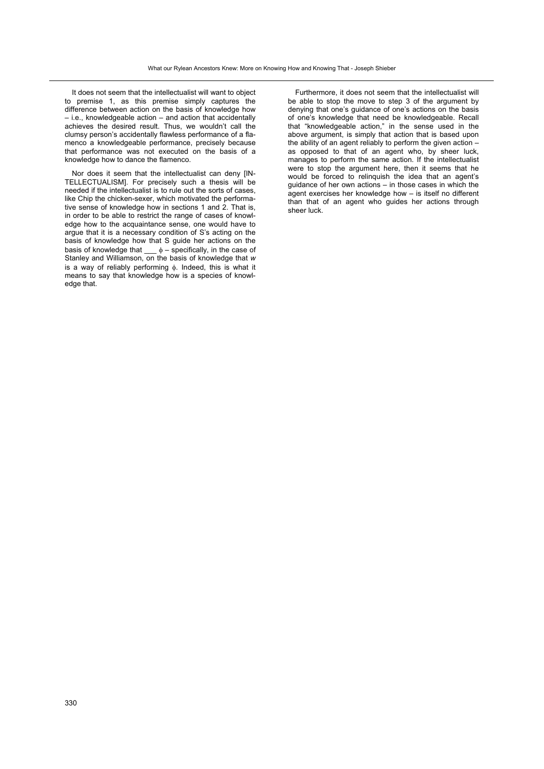It does not seem that the intellectualist will want to object to premise 1, as this premise simply captures the difference between action on the basis of knowledge how – i.e., knowledgeable action – and action that accidentally achieves the desired result. Thus, we wouldn't call the clumsy person's accidentally flawless performance of a flamenco a knowledgeable performance, precisely because that performance was not executed on the basis of a knowledge how to dance the flamenco.

Nor does it seem that the intellectualist can deny [INTELLECTUALISM]. For precisely such a thesis will be needed if the intellectualist is to rule out the sorts of cases, like Chip the chicken-sexer, which motivated the performative sense of knowledge how in sections 1 and 2. That is, in order to be able to restrict the range of cases of knowledge how to the acquaintance sense, one would have to argue that it is a necessary condition of S's acting on the basis of knowledge how that S guide her actions on the basis of knowledge that ___ $\phi$ – specifically, in the case of Stanley and Williamson, on the basis of knowledge that *w* is a way of reliably performing $\phi$. Indeed, this is what it means to say that knowledge how is a species of knowledge that.

Furthermore, it does not seem that the intellectualist will be able to stop the move to step 3 of the argument by denying that one's guidance of one's actions on the basis of one's knowledge that need be knowledgeable. Recall that "knowledgeable action," in the sense used in the above argument, is simply that action that is based upon the ability of an agent reliably to perform the given action – as opposed to that of an agent who, by sheer luck, manages to perform the same action. If the intellectualist were to stop the argument here, then it seems that he would be forced to relinquish the idea that an agent's guidance of her own actions – in those cases in which the agent exercises her knowledge how – is itself no different than that of an agent who guides her actions through sheer luck.